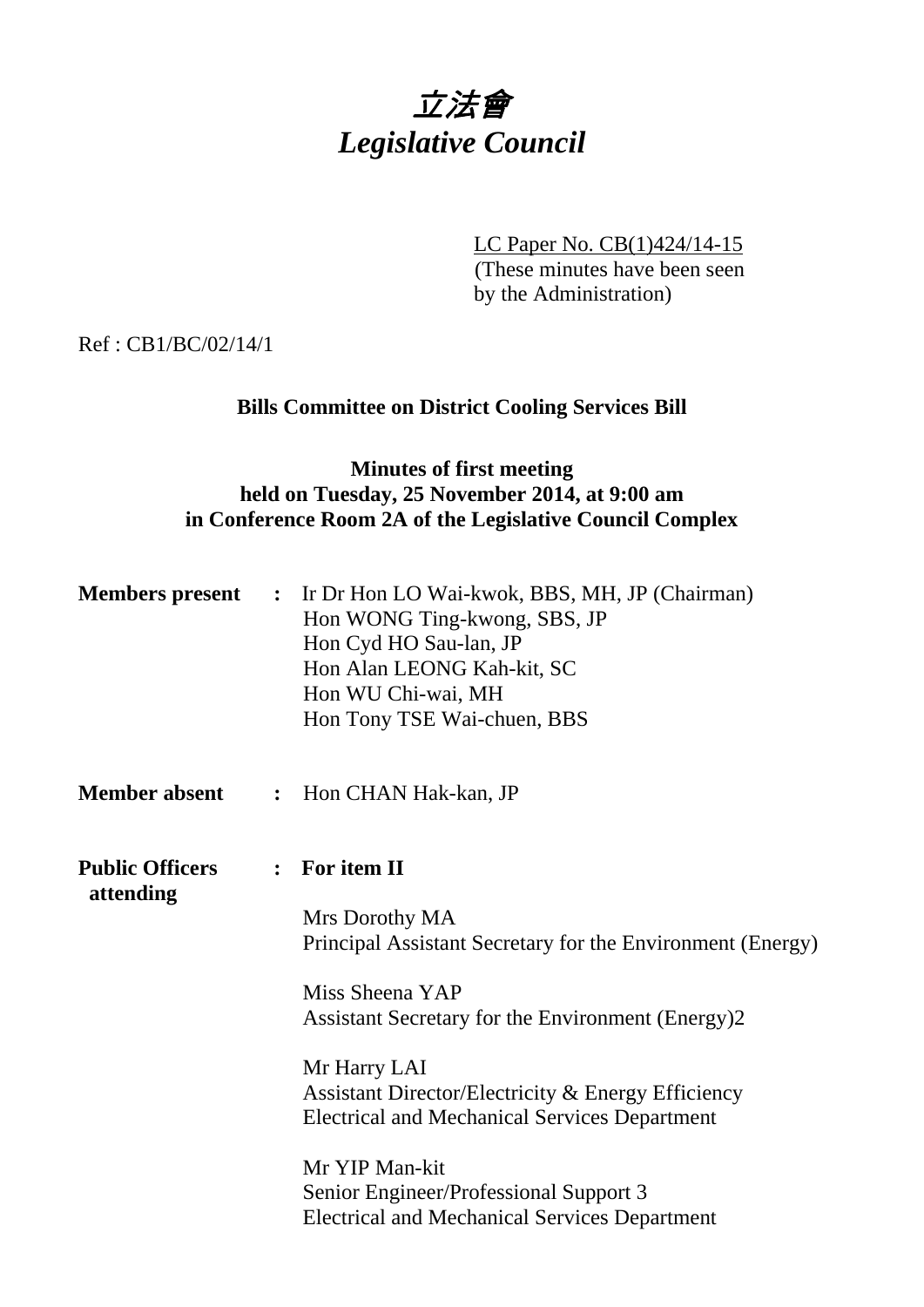# *立法會*
# *Legislative Council*

LC Paper No. CB(1)424/14-15
(These minutes have been seen by the Administration)

Ref : CB1/BC/02/14/1

**Bills Committee on District Cooling Services Bill**

**Minutes of first meeting**
**held on Tuesday, 25 November 2014, at 9:00 am**
**in Conference Room 2A of the Legislative Council Complex**

**Members present** : Ir Dr Hon LO Wai-kwok, BBS, MH, JP (Chairman)
Hon WONG Ting-kwong, SBS, JP
Hon Cyd HO Sau-lan, JP
Hon Alan LEONG Kah-kit, SC
Hon WU Chi-wai, MH
Hon Tony TSE Wai-chuen, BBS

**Member absent** : Hon CHAN Hak-kan, JP

**Public Officers attending** : **For item II**

Mrs Dorothy MA
Principal Assistant Secretary for the Environment (Energy)

Miss Sheena YAP
Assistant Secretary for the Environment (Energy)2

Mr Harry LAI
Assistant Director/Electricity & Energy Efficiency
Electrical and Mechanical Services Department

Mr YIP Man-kit
Senior Engineer/Professional Support 3
Electrical and Mechanical Services Department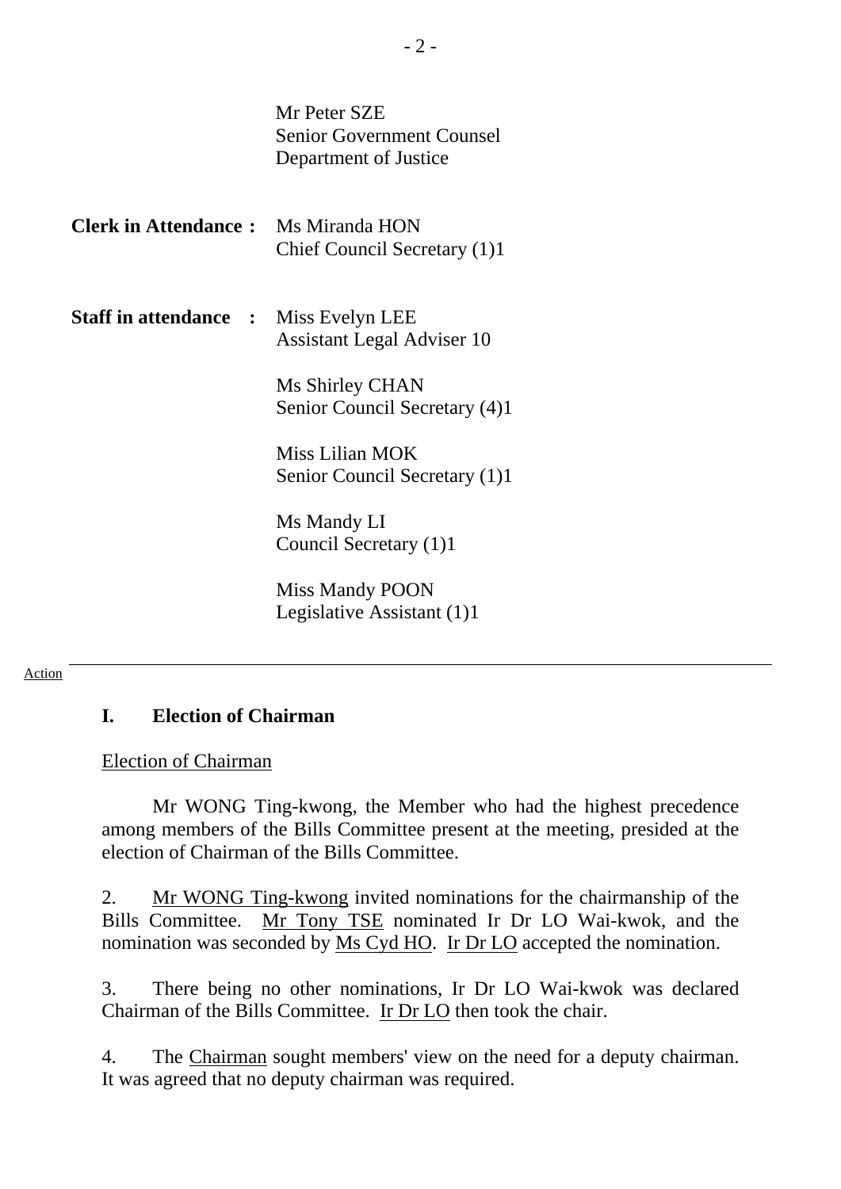Mr Peter SZE
Senior Government Counsel
Department of Justice

**Clerk in Attendance :** Ms Miranda HON
Chief Council Secretary (1)1

**Staff in attendance :** Miss Evelyn LEE
Assistant Legal Adviser 10

Ms Shirley CHAN
Senior Council Secretary (4)1

Miss Lilian MOK
Senior Council Secretary (1)1

Ms Mandy LI
Council Secretary (1)1

Miss Mandy POON
Legislative Assistant (1)1

Action

---

## I. Election of Chairman

Election of Chairman

Mr WONG Ting-kwong, the Member who had the highest precedence among members of the Bills Committee present at the meeting, presided at the election of Chairman of the Bills Committee.

2. Mr WONG Ting-kwong invited nominations for the chairmanship of the Bills Committee. Mr Tony TSE nominated Ir Dr LO Wai-kwok, and the nomination was seconded by Ms Cyd HO. Ir Dr LO accepted the nomination.

3. There being no other nominations, Ir Dr LO Wai-kwok was declared Chairman of the Bills Committee. Ir Dr LO then took the chair.

4. The Chairman sought members' view on the need for a deputy chairman. It was agreed that no deputy chairman was required.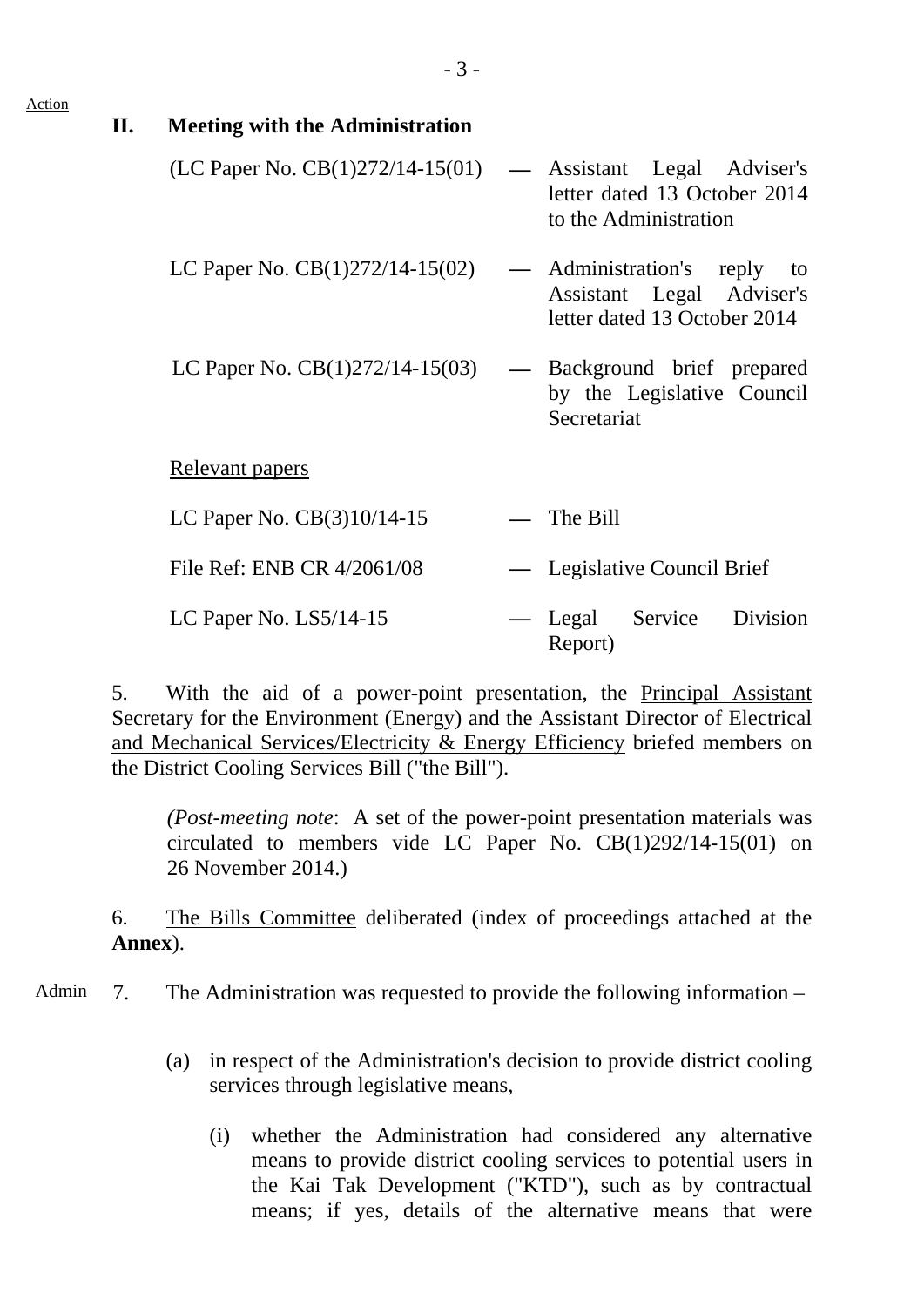Action

## II. Meeting with the Administration

| | | |
|---|---|---|
| (LC Paper No. CB(1)272/14-15(01) | — | Assistant Legal Adviser's letter dated 13 October 2014 to the Administration |
| LC Paper No. CB(1)272/14-15(02) | — | Administration's reply to Assistant Legal Adviser's letter dated 13 October 2014 |
| LC Paper No. CB(1)272/14-15(03) | — | Background brief prepared by the Legislative Council Secretariat |

Relevant papers

| | | |
|---|---|---|
| LC Paper No. CB(3)10/14-15 | — | The Bill |
| File Ref: ENB CR 4/2061/08 | — | Legislative Council Brief |
| LC Paper No. LS5/14-15 | — | Legal Service Division Report) |

5. With the aid of a power-point presentation, the Principal Assistant Secretary for the Environment (Energy) and the Assistant Director of Electrical and Mechanical Services/Electricity & Energy Efficiency briefed members on the District Cooling Services Bill ("the Bill").

*(Post-meeting note*: A set of the power-point presentation materials was circulated to members vide LC Paper No. CB(1)292/14-15(01) on 26 November 2014.)

6. The Bills Committee deliberated (index of proceedings attached at the **Annex**).

Admin 7. The Administration was requested to provide the following information –

(a) in respect of the Administration's decision to provide district cooling services through legislative means,

(i) whether the Administration had considered any alternative means to provide district cooling services to potential users in the Kai Tak Development ("KTD"), such as by contractual means; if yes, details of the alternative means that were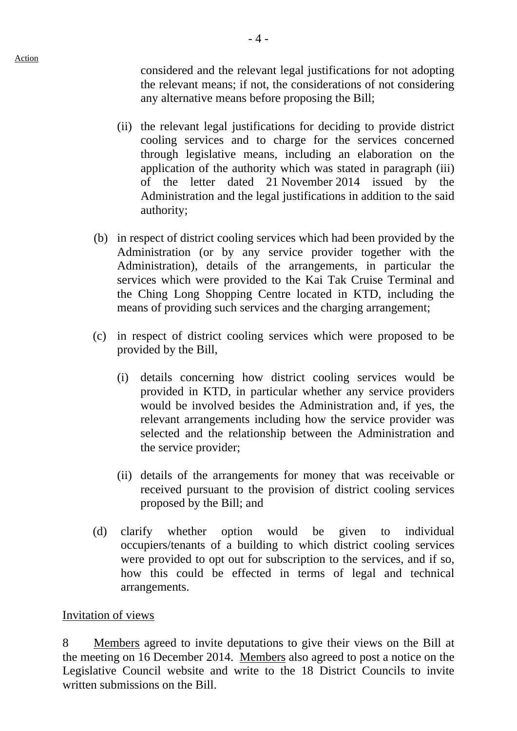Action

considered and the relevant legal justifications for not adopting the relevant means; if not, the considerations of not considering any alternative means before proposing the Bill;

(ii) the relevant legal justifications for deciding to provide district cooling services and to charge for the services concerned through legislative means, including an elaboration on the application of the authority which was stated in paragraph (iii) of the letter dated 21 November 2014 issued by the Administration and the legal justifications in addition to the said authority;

(b) in respect of district cooling services which had been provided by the Administration (or by any service provider together with the Administration), details of the arrangements, in particular the services which were provided to the Kai Tak Cruise Terminal and the Ching Long Shopping Centre located in KTD, including the means of providing such services and the charging arrangement;

(c) in respect of district cooling services which were proposed to be provided by the Bill,

(i) details concerning how district cooling services would be provided in KTD, in particular whether any service providers would be involved besides the Administration and, if yes, the relevant arrangements including how the service provider was selected and the relationship between the Administration and the service provider;

(ii) details of the arrangements for money that was receivable or received pursuant to the provision of district cooling services proposed by the Bill; and

(d) clarify whether option would be given to individual occupiers/tenants of a building to which district cooling services were provided to opt out for subscription to the services, and if so, how this could be effected in terms of legal and technical arrangements.

Invitation of views

8 Members agreed to invite deputations to give their views on the Bill at the meeting on 16 December 2014. Members also agreed to post a notice on the Legislative Council website and write to the 18 District Councils to invite written submissions on the Bill.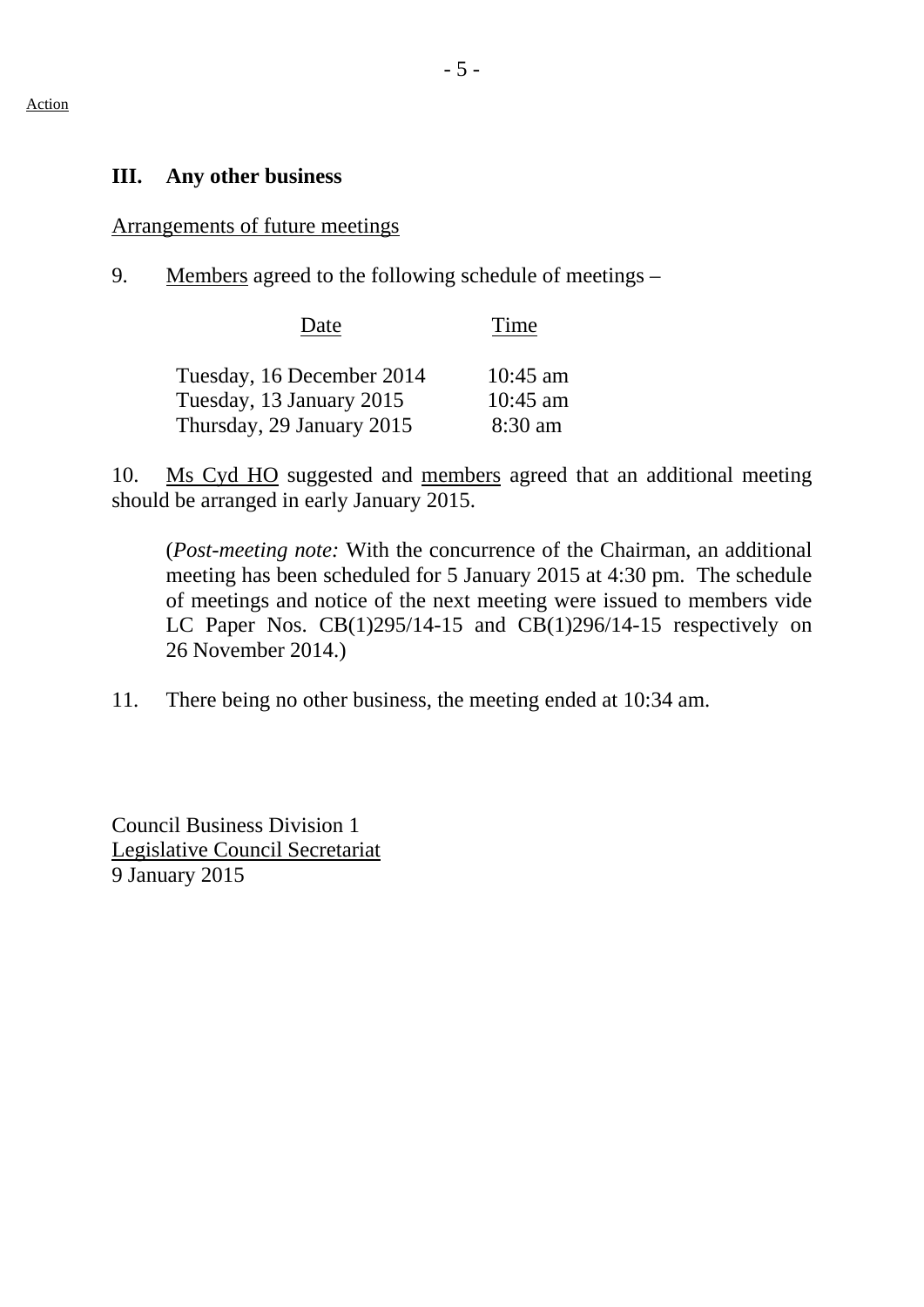Action

### III. Any other business

Arrangements of future meetings

9. Members agreed to the following schedule of meetings –

| Date | Time |
|---|---|
| Tuesday, 16 December 2014 | 10:45 am |
| Tuesday, 13 January 2015 | 10:45 am |
| Thursday, 29 January 2015 | 8:30 am |

10. Ms Cyd HO suggested and members agreed that an additional meeting should be arranged in early January 2015.

> (*Post-meeting note:* With the concurrence of the Chairman, an additional meeting has been scheduled for 5 January 2015 at 4:30 pm. The schedule of meetings and notice of the next meeting were issued to members vide LC Paper Nos. CB(1)295/14-15 and CB(1)296/14-15 respectively on 26 November 2014.)

11. There being no other business, the meeting ended at 10:34 am.

Council Business Division 1
Legislative Council Secretariat
9 January 2015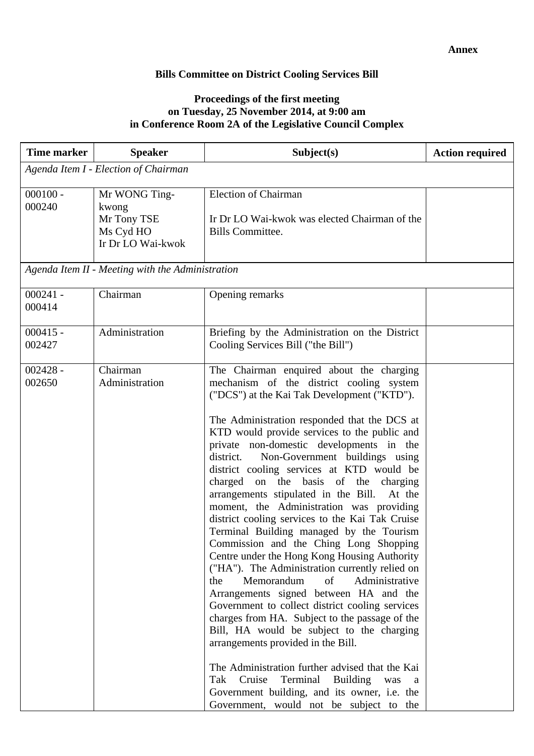**Annex**

**Bills Committee on District Cooling Services Bill**

**Proceedings of the first meeting**
**on Tuesday, 25 November 2014, at 9:00 am**
**in Conference Room 2A of the Legislative Council Complex**

| Time marker | Speaker | Subject(s) | Action required |
|---|---|---|---|
| *Agenda Item I - Election of Chairman* | | | |
| 000100 - 000240 | Mr WONG Ting-kwong<br>Mr Tony TSE<br>Ms Cyd HO<br>Ir Dr LO Wai-kwok | Election of Chairman<br><br>Ir Dr LO Wai-kwok was elected Chairman of the Bills Committee. | |
| *Agenda Item II - Meeting with the Administration* | | | |
| 000241 - 000414 | Chairman | Opening remarks | |
| 000415 - 002427 | Administration | Briefing by the Administration on the District Cooling Services Bill ("the Bill") | |
| 002428 - 002650 | Chairman<br>Administration | The Chairman enquired about the charging mechanism of the district cooling system ("DCS") at the Kai Tak Development ("KTD").<br><br>The Administration responded that the DCS at KTD would provide services to the public and private non-domestic developments in the district. Non-Government buildings using district cooling services at KTD would be charged on the basis of the charging arrangements stipulated in the Bill. At the moment, the Administration was providing district cooling services to the Kai Tak Cruise Terminal Building managed by the Tourism Commission and the Ching Long Shopping Centre under the Hong Kong Housing Authority ("HA"). The Administration currently relied on the Memorandum of Administrative Arrangements signed between HA and the Government to collect district cooling services charges from HA. Subject to the passage of the Bill, HA would be subject to the charging arrangements provided in the Bill.<br><br>The Administration further advised that the Kai Tak Cruise Terminal Building was a Government building, and its owner, i.e. the Government, would not be subject to the | |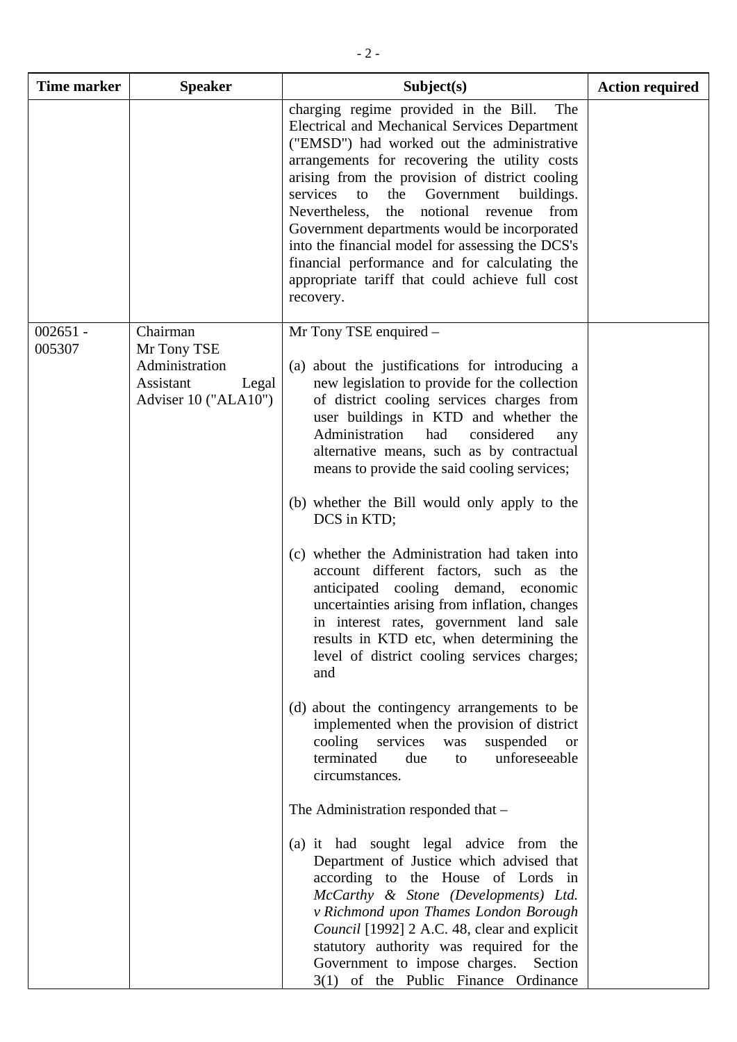| Time marker | Speaker | Subject(s) | Action required |
|---|---|---|---|
| | | charging regime provided in the Bill. The Electrical and Mechanical Services Department ("EMSD") had worked out the administrative arrangements for recovering the utility costs arising from the provision of district cooling services to the Government buildings. Nevertheless, the notional revenue from Government departments would be incorporated into the financial model for assessing the DCS's financial performance and for calculating the appropriate tariff that could achieve full cost recovery. | |
| 002651 - 005307 | Chairman<br>Mr Tony TSE<br>Administration<br>Assistant Legal Adviser 10 ("ALA10") | Mr Tony TSE enquired –<br><br>(a) about the justifications for introducing a new legislation to provide for the collection of district cooling services charges from user buildings in KTD and whether the Administration had considered any alternative means, such as by contractual means to provide the said cooling services;<br><br>(b) whether the Bill would only apply to the DCS in KTD;<br><br>(c) whether the Administration had taken into account different factors, such as the anticipated cooling demand, economic uncertainties arising from inflation, changes in interest rates, government land sale results in KTD etc, when determining the level of district cooling services charges; and<br><br>(d) about the contingency arrangements to be implemented when the provision of district cooling services was suspended or terminated due to unforeseeable circumstances.<br><br>The Administration responded that –<br><br>(a) it had sought legal advice from the Department of Justice which advised that according to the House of Lords in *McCarthy & Stone (Developments) Ltd. v Richmond upon Thames London Borough Council* [1992] 2 A.C. 48, clear and explicit statutory authority was required for the Government to impose charges. Section 3(1) of the Public Finance Ordinance | |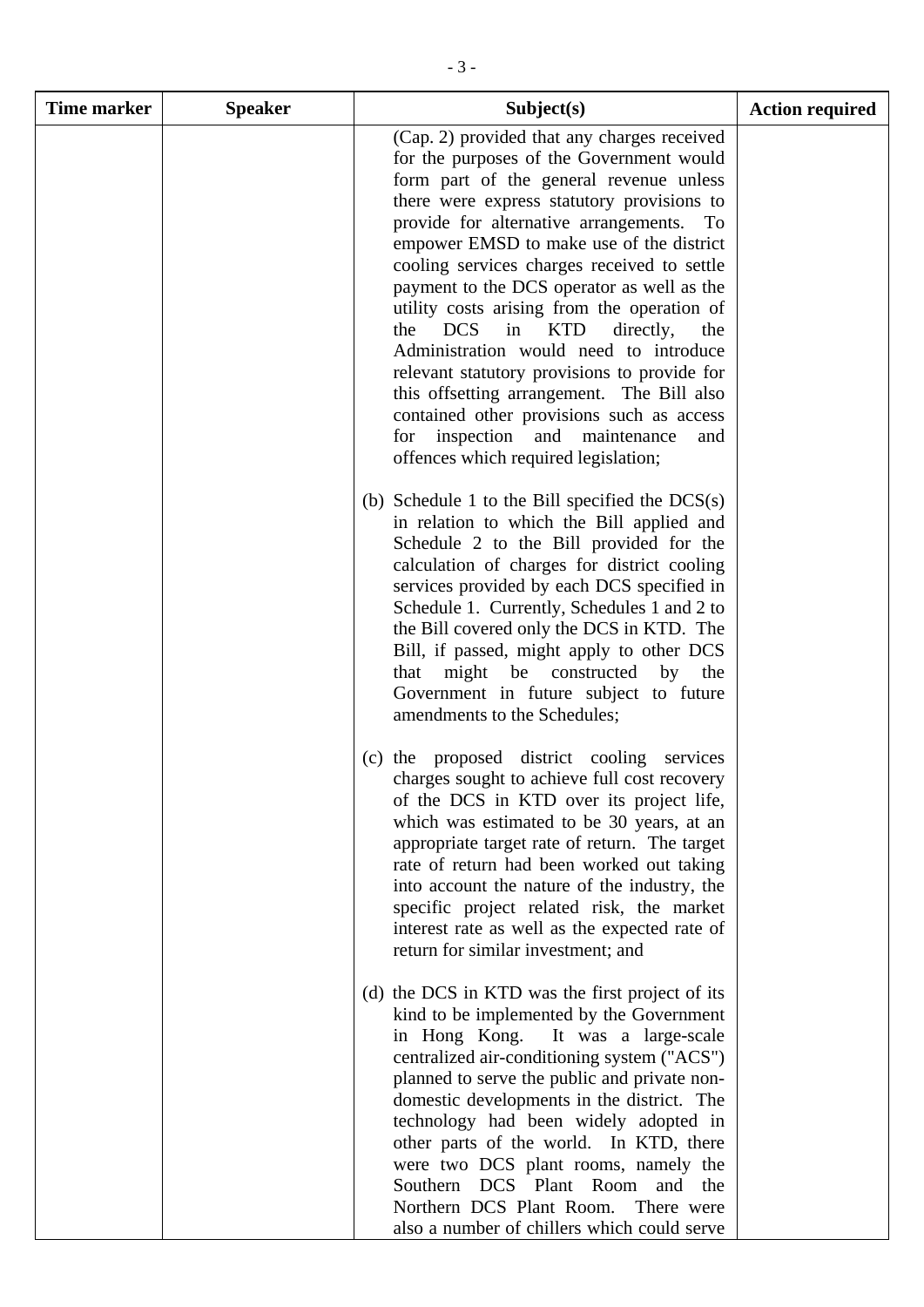| Time marker | Speaker | Subject(s) | Action required |
|---|---|---|---|
| | | (Cap. 2) provided that any charges received for the purposes of the Government would form part of the general revenue unless there were express statutory provisions to provide for alternative arrangements. To empower EMSD to make use of the district cooling services charges received to settle payment to the DCS operator as well as the utility costs arising from the operation of the DCS in KTD directly, the Administration would need to introduce relevant statutory provisions to provide for this offsetting arrangement. The Bill also contained other provisions such as access for inspection and maintenance and offences which required legislation;<br><br>(b) Schedule 1 to the Bill specified the DCS(s) in relation to which the Bill applied and Schedule 2 to the Bill provided for the calculation of charges for district cooling services provided by each DCS specified in Schedule 1. Currently, Schedules 1 and 2 to the Bill covered only the DCS in KTD. The Bill, if passed, might apply to other DCS that might be constructed by the Government in future subject to future amendments to the Schedules;<br><br>(c) the proposed district cooling services charges sought to achieve full cost recovery of the DCS in KTD over its project life, which was estimated to be 30 years, at an appropriate target rate of return. The target rate of return had been worked out taking into account the nature of the industry, the specific project related risk, the market interest rate as well as the expected rate of return for similar investment; and<br><br>(d) the DCS in KTD was the first project of its kind to be implemented by the Government in Hong Kong. It was a large-scale centralized air-conditioning system ("ACS") planned to serve the public and private non-domestic developments in the district. The technology had been widely adopted in other parts of the world. In KTD, there were two DCS plant rooms, namely the Southern DCS Plant Room and the Northern DCS Plant Room. There were also a number of chillers which could serve | |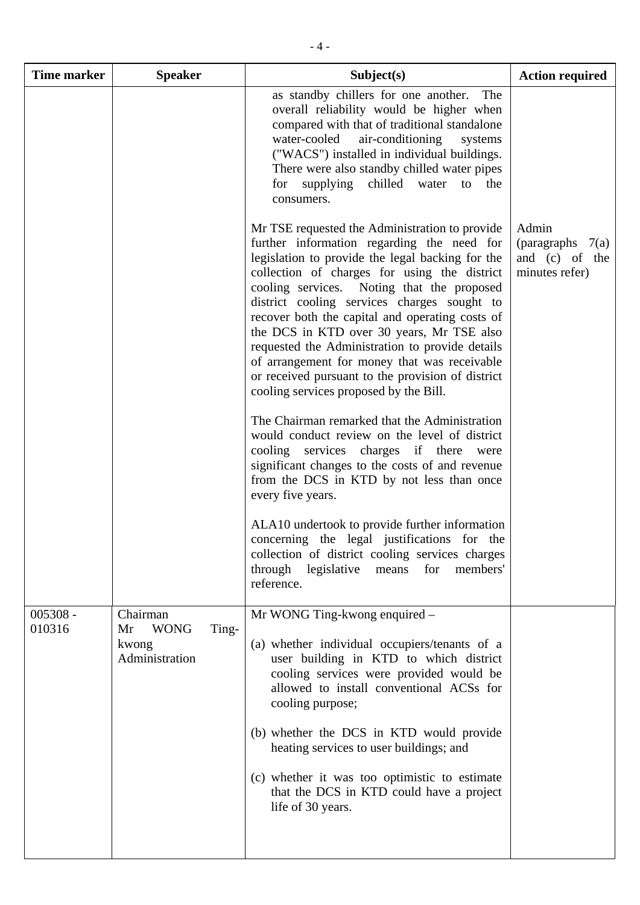| Time marker | Speaker | Subject(s) | Action required |
|---|---|---|---|
| | | as standby chillers for one another. The overall reliability would be higher when compared with that of traditional standalone water-cooled air-conditioning systems ("WACS") installed in individual buildings. There were also standby chilled water pipes for supplying chilled water to the consumers.<br><br>Mr TSE requested the Administration to provide further information regarding the need for legislation to provide the legal backing for the collection of charges for using the district cooling services. Noting that the proposed district cooling services charges sought to recover both the capital and operating costs of the DCS in KTD over 30 years, Mr TSE also requested the Administration to provide details of arrangement for money that was receivable or received pursuant to the provision of district cooling services proposed by the Bill.<br><br>The Chairman remarked that the Administration would conduct review on the level of district cooling services charges if there were significant changes to the costs of and revenue from the DCS in KTD by not less than once every five years.<br><br>ALA10 undertook to provide further information concerning the legal justifications for the collection of district cooling services charges through legislative means for members' reference. | Admin (paragraphs 7(a) and (c) of the minutes refer) |
| 005308 - 010316 | Chairman<br>Mr WONG Ting-kwong<br>Administration | Mr WONG Ting-kwong enquired –<br><br>(a) whether individual occupiers/tenants of a user building in KTD to which district cooling services were provided would be allowed to install conventional ACSs for cooling purpose;<br><br>(b) whether the DCS in KTD would provide heating services to user buildings; and<br><br>(c) whether it was too optimistic to estimate that the DCS in KTD could have a project life of 30 years. | |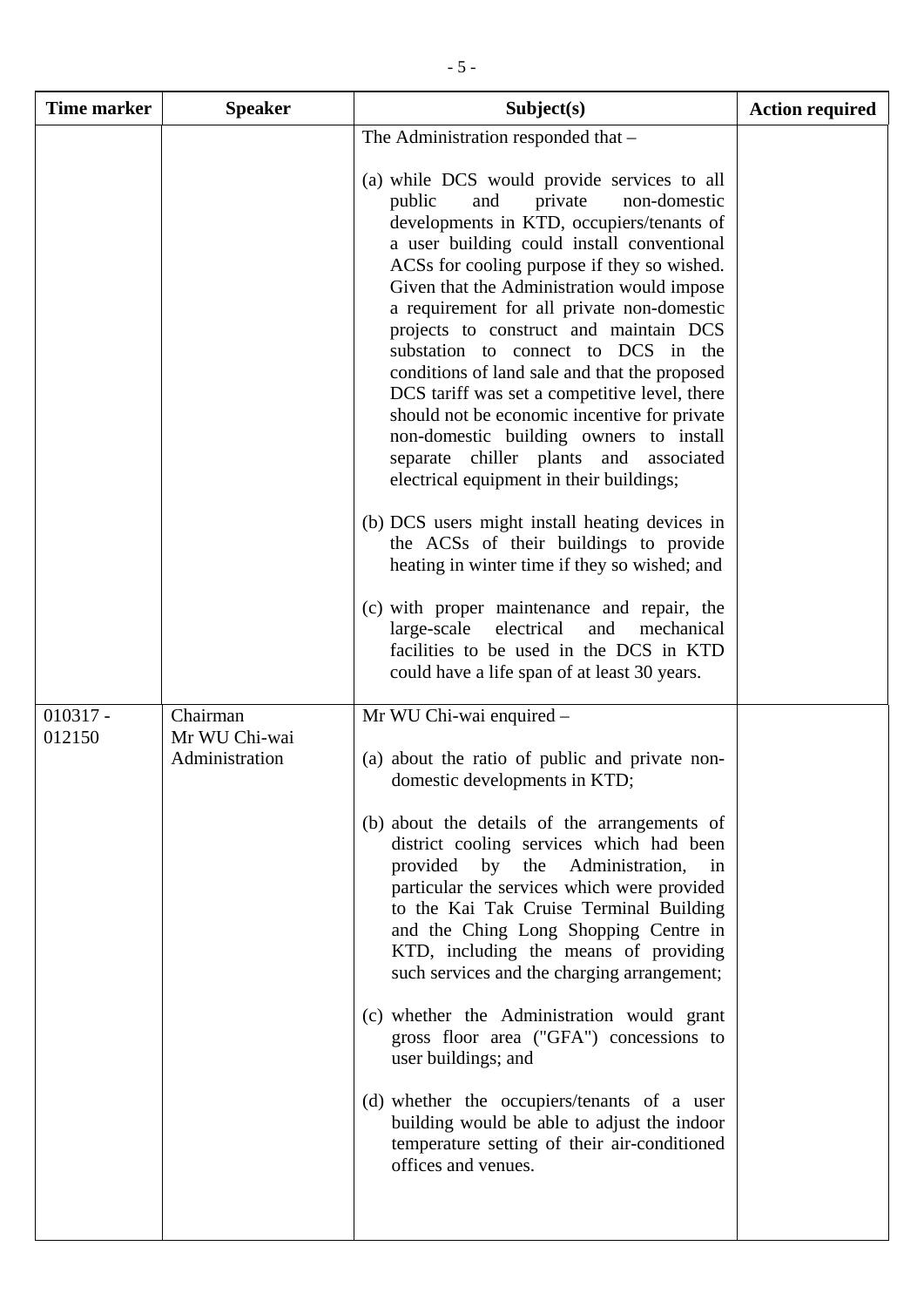| Time marker | Speaker | Subject(s) | Action required |
|---|---|---|---|
| | | The Administration responded that –<br><br>(a) while DCS would provide services to all public and private non-domestic developments in KTD, occupiers/tenants of a user building could install conventional ACSs for cooling purpose if they so wished. Given that the Administration would impose a requirement for all private non-domestic projects to construct and maintain DCS substation to connect to DCS in the conditions of land sale and that the proposed DCS tariff was set a competitive level, there should not be economic incentive for private non-domestic building owners to install separate chiller plants and associated electrical equipment in their buildings;<br><br>(b) DCS users might install heating devices in the ACSs of their buildings to provide heating in winter time if they so wished; and<br><br>(c) with proper maintenance and repair, the large-scale electrical and mechanical facilities to be used in the DCS in KTD could have a life span of at least 30 years. | |
| 010317 - 012150 | Chairman<br>Mr WU Chi-wai<br>Administration | Mr WU Chi-wai enquired –<br><br>(a) about the ratio of public and private non-domestic developments in KTD;<br><br>(b) about the details of the arrangements of district cooling services which had been provided by the Administration, in particular the services which were provided to the Kai Tak Cruise Terminal Building and the Ching Long Shopping Centre in KTD, including the means of providing such services and the charging arrangement;<br><br>(c) whether the Administration would grant gross floor area ("GFA") concessions to user buildings; and<br><br>(d) whether the occupiers/tenants of a user building would be able to adjust the indoor temperature setting of their air-conditioned offices and venues. | |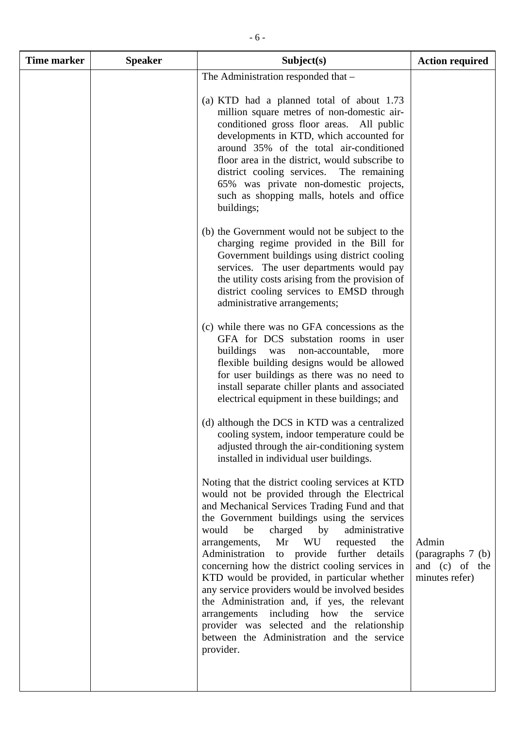| Time marker | Speaker | Subject(s) | Action required |
|---|---|---|---|
| | | The Administration responded that – <br><br> (a) KTD had a planned total of about 1.73 million square metres of non-domestic air-conditioned gross floor areas. All public developments in KTD, which accounted for around 35% of the total air-conditioned floor area in the district, would subscribe to district cooling services. The remaining 65% was private non-domestic projects, such as shopping malls, hotels and office buildings; <br><br> (b) the Government would not be subject to the charging regime provided in the Bill for Government buildings using district cooling services. The user departments would pay the utility costs arising from the provision of district cooling services to EMSD through administrative arrangements; <br><br> (c) while there was no GFA concessions as the GFA for DCS substation rooms in user buildings was non-accountable, more flexible building designs would be allowed for user buildings as there was no need to install separate chiller plants and associated electrical equipment in these buildings; and <br><br> (d) although the DCS in KTD was a centralized cooling system, indoor temperature could be adjusted through the air-conditioning system installed in individual user buildings. <br><br> Noting that the district cooling services at KTD would not be provided through the Electrical and Mechanical Services Trading Fund and that the Government buildings using the services would be charged by administrative arrangements, Mr WU requested the Administration to provide further details concerning how the district cooling services in KTD would be provided, in particular whether any service providers would be involved besides the Administration and, if yes, the relevant arrangements including how the service provider was selected and the relationship between the Administration and the service provider. | Admin (paragraphs 7 (b) and (c) of the minutes refer) |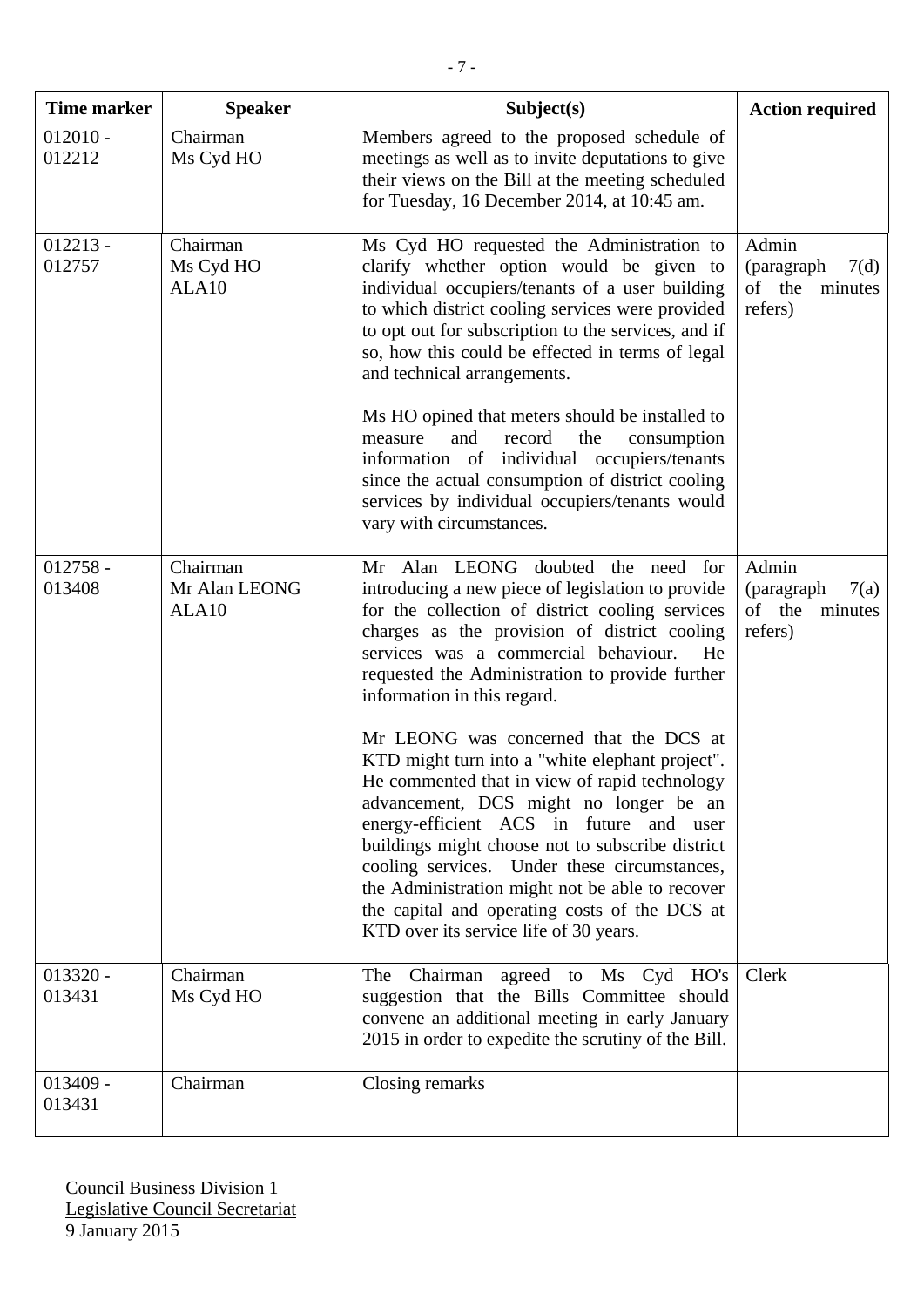| Time marker | Speaker | Subject(s) | Action required |
|---|---|---|---|
| 012010 - 012212 | Chairman<br>Ms Cyd HO | Members agreed to the proposed schedule of meetings as well as to invite deputations to give their views on the Bill at the meeting scheduled for Tuesday, 16 December 2014, at 10:45 am. | |
| 012213 - 012757 | Chairman<br>Ms Cyd HO<br>ALA10 | Ms Cyd HO requested the Administration to clarify whether option would be given to individual occupiers/tenants of a user building to which district cooling services were provided to opt out for subscription to the services, and if so, how this could be effected in terms of legal and technical arrangements.<br><br>Ms HO opined that meters should be installed to measure and record the consumption information of individual occupiers/tenants since the actual consumption of district cooling services by individual occupiers/tenants would vary with circumstances. | Admin (paragraph 7(d) of the minutes refers) |
| 012758 - 013408 | Chairman<br>Mr Alan LEONG<br>ALA10 | Mr Alan LEONG doubted the need for introducing a new piece of legislation to provide for the collection of district cooling services charges as the provision of district cooling services was a commercial behaviour. He requested the Administration to provide further information in this regard.<br><br>Mr LEONG was concerned that the DCS at KTD might turn into a "white elephant project". He commented that in view of rapid technology advancement, DCS might no longer be an energy-efficient ACS in future and user buildings might choose not to subscribe district cooling services. Under these circumstances, the Administration might not be able to recover the capital and operating costs of the DCS at KTD over its service life of 30 years. | Admin (paragraph 7(a) of the minutes refers) |
| 013320 - 013431 | Chairman<br>Ms Cyd HO | The Chairman agreed to Ms Cyd HO's suggestion that the Bills Committee should convene an additional meeting in early January 2015 in order to expedite the scrutiny of the Bill. | Clerk |
| 013409 - 013431 | Chairman | Closing remarks | |

Council Business Division 1
Legislative Council Secretariat
9 January 2015